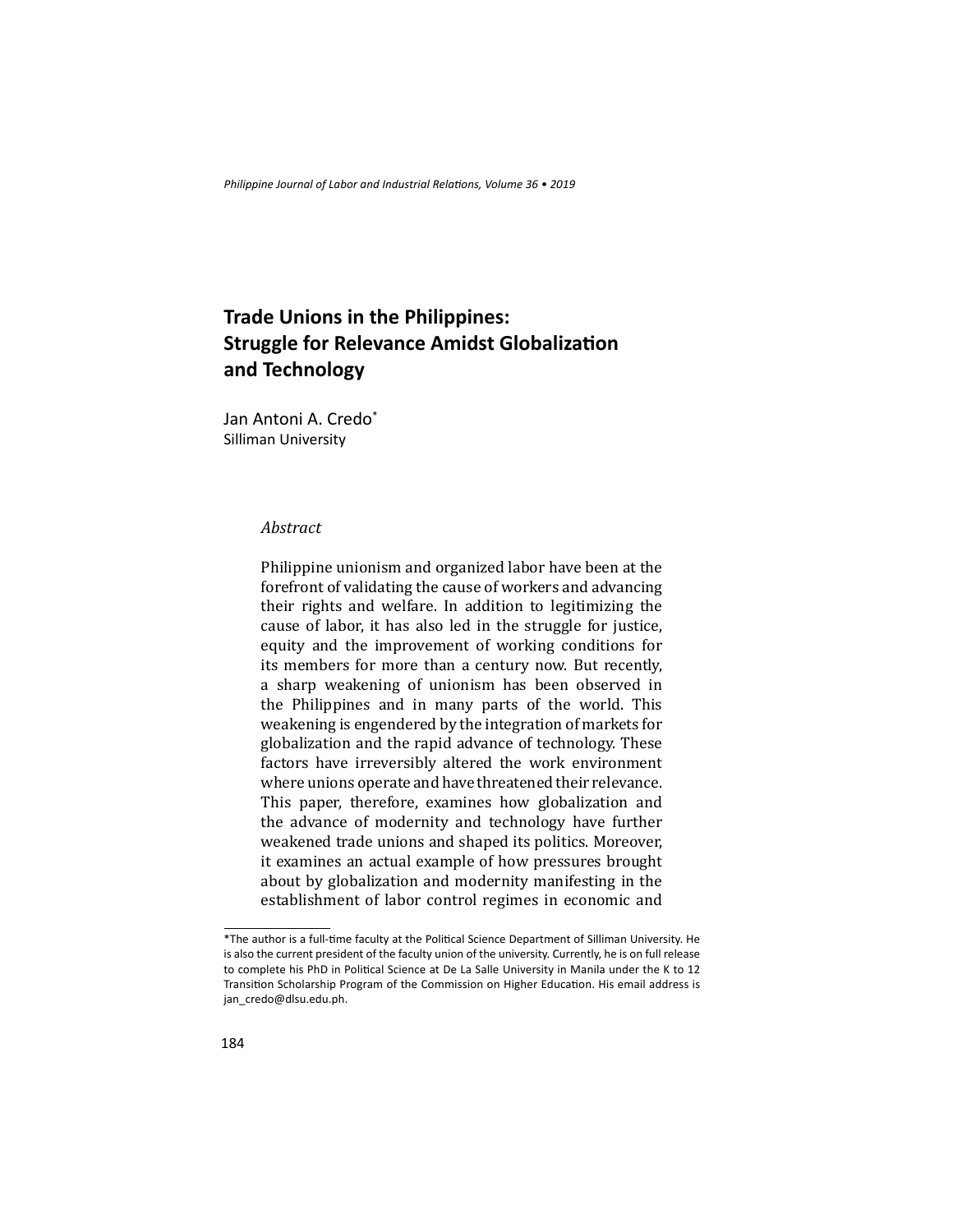# Trade Unions in the Philippines: Struggle for Relevance Amidst Globalization and Technology

Jan Antoni A. Credo*
Silliman University

*Abstract*

Philippine unionism and organized labor have been at the forefront of validating the cause of workers and advancing their rights and welfare. In addition to legitimizing the cause of labor, it has also led in the struggle for justice, equity and the improvement of working conditions for its members for more than a century now. But recently, a sharp weakening of unionism has been observed in the Philippines and in many parts of the world. This weakening is engendered by the integration of markets for globalization and the rapid advance of technology. These factors have irreversibly altered the work environment where unions operate and have threatened their relevance. This paper, therefore, examines how globalization and the advance of modernity and technology have further weakened trade unions and shaped its politics. Moreover, it examines an actual example of how pressures brought about by globalization and modernity manifesting in the establishment of labor control regimes in economic and

---

*The author is a full-time faculty at the Political Science Department of Silliman University. He is also the current president of the faculty union of the university. Currently, he is on full release to complete his PhD in Political Science at De La Salle University in Manila under the K to 12 Transition Scholarship Program of the Commission on Higher Education. His email address is jan_credo@dlsu.edu.ph.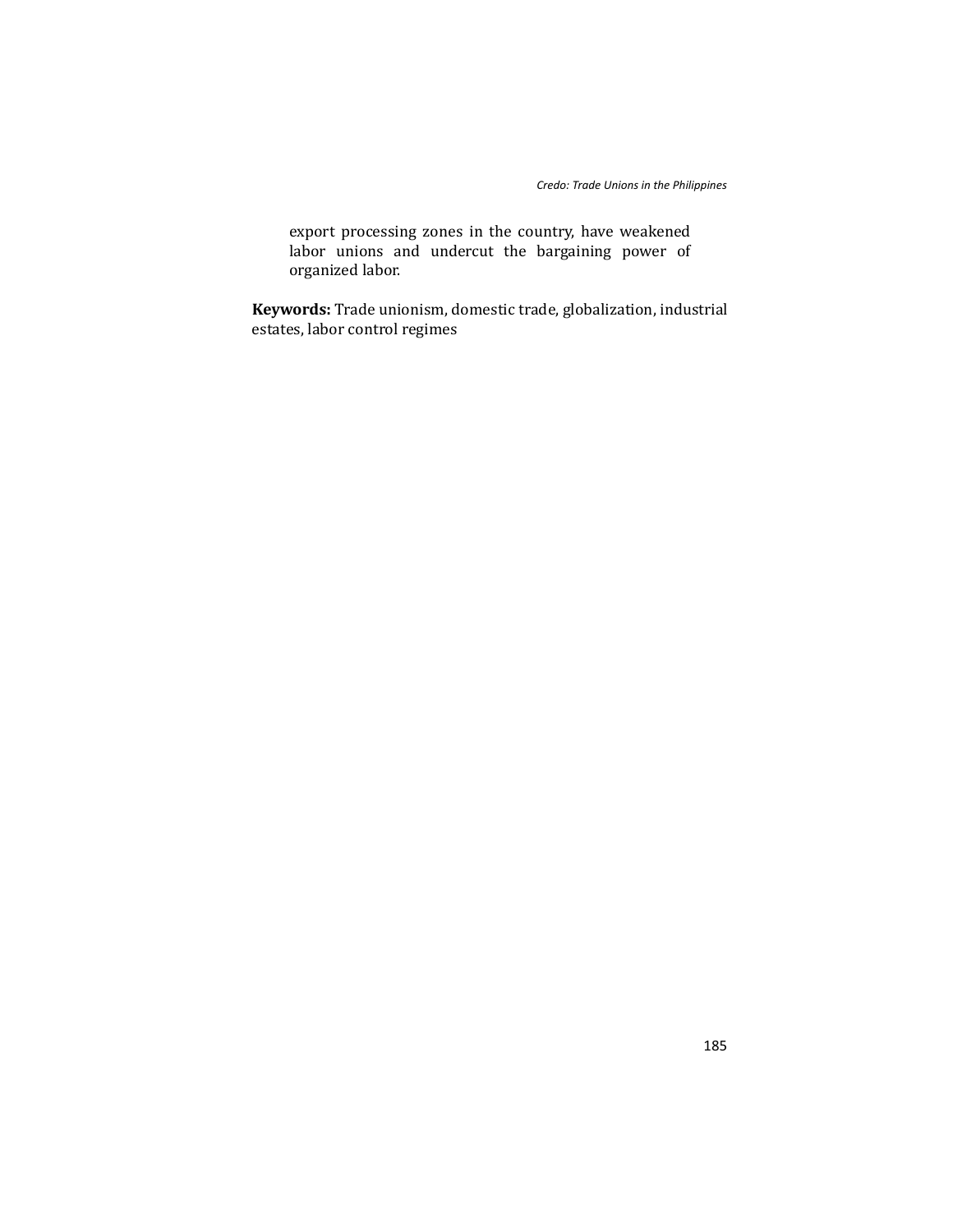export processing zones in the country, have weakened labor unions and undercut the bargaining power of organized labor.

**Keywords:** Trade unionism, domestic trade, globalization, industrial estates, labor control regimes